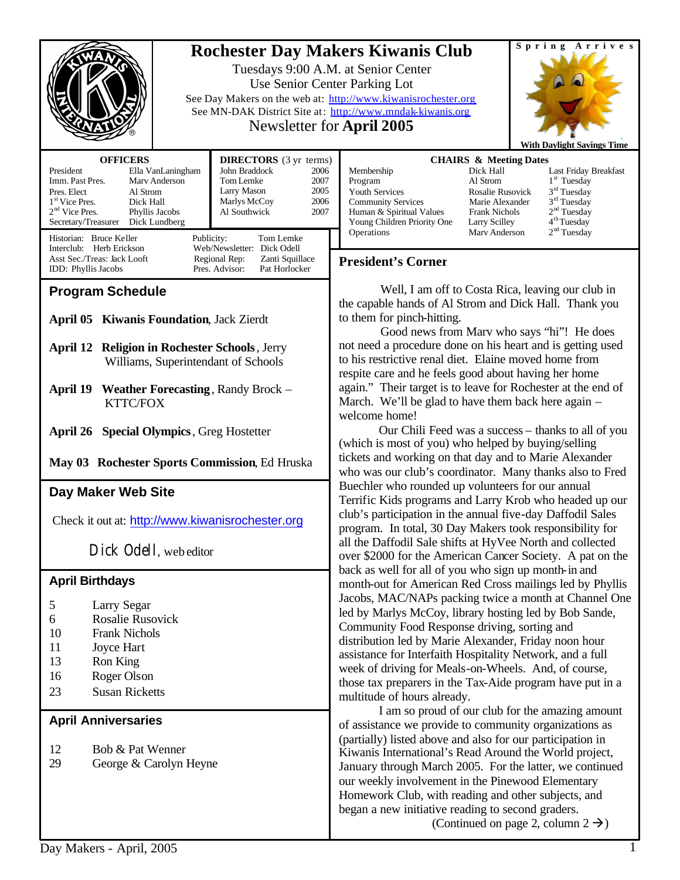# Rochester Day Makers Kiwanis Club

Tuesdays 9:00 A.M. at Senior Center

Use Senior Center Parking Lot

See Day Makers on the web at: http://www.kiwanisrochester.org

See MN-DAK District Site at: http://www.mndak-kiwanis.org

Newsletter for **April 2005**

Spring Arrives

**With Daylight Savings Time**

| OFFICERS | |
|---|---|
| President | Ella VanLaningham |
| Imm. Past Pres. | Marv Anderson |
| Pres. Elect | Al Strom |
| 1st Vice Pres. | Dick Hall |
| 2nd Vice Pres. | Phyllis Jacobs |
| Secretary/Treasurer | Dick Lundberg |

| DIRECTORS (3 yr terms) | |
|---|---|
| John Braddock | 2006 |
| Tom Lemke | 2007 |
| Larry Mason | 2005 |
| Marlys McCoy | 2006 |
| Al Southwick | 2007 |

| CHAIRS & Meeting Dates | | |
|---|---|---|
| Membership | Dick Hall | Last Friday Breakfast |
| Program | Al Strom | 1st Tuesday |
| Youth Services | Rosalie Rusovick | 3rd Tuesday |
| Community Services | Marie Alexander | 3rd Tuesday |
| Human & Spiritual Values | Frank Nichols | 2nd Tuesday |
| Young Children Priority One | Larry Scilley | 4th Tuesday |
| Operations | Marv Anderson | 2nd Tuesday |

Historian: Bruce Keller
Interclub: Herb Erickson
Asst Sec./Treas: Jack Looft
IDD: Phyllis Jacobs

Publicity: Tom Lemke
Web/Newsletter: Dick Odell
Regional Rep: Zanti Squillace
Pres. Advisor: Pat Horlocker

## Program Schedule

**April 05 Kiwanis Foundation**, Jack Zierdt

**April 12 Religion in Rochester Schools**, Jerry Williams, Superintendant of Schools

**April 19 Weather Forecasting**, Randy Brock – KTTC/FOX

**April 26 Special Olympics**, Greg Hostetter

**May 03 Rochester Sports Commission**, Ed Hruska

## Day Maker Web Site

Check it out at: http://www.kiwanisrochester.org

Dick Odell, web editor

## April Birthdays

| | |
|---|---|
| 5 | Larry Segar |
| 6 | Rosalie Rusovick |
| 10 | Frank Nichols |
| 11 | Joyce Hart |
| 13 | Ron King |
| 16 | Roger Olson |
| 23 | Susan Ricketts |

## April Anniversaries

| | |
|---|---|
| 12 | Bob & Pat Wenner |
| 29 | George & Carolyn Heyne |

## President's Corner

Well, I am off to Costa Rica, leaving our club in the capable hands of Al Strom and Dick Hall. Thank you to them for pinch-hitting.

Good news from Marv who says "hi"! He does not need a procedure done on his heart and is getting used to his restrictive renal diet. Elaine moved home from respite care and he feels good about having her home again." Their target is to leave for Rochester at the end of March. We'll be glad to have them back here again – welcome home!

Our Chili Feed was a success – thanks to all of you (which is most of you) who helped by buying/selling tickets and working on that day and to Marie Alexander who was our club's coordinator. Many thanks also to Fred Buechler who rounded up volunteers for our annual Terrific Kids programs and Larry Krob who headed up our club's participation in the annual five-day Daffodil Sales program. In total, 30 Day Makers took responsibility for all the Daffodil Sale shifts at HyVee North and collected over $2000 for the American Cancer Society. A pat on the back as well for all of you who sign up month-in and month-out for American Red Cross mailings led by Phyllis Jacobs, MAC/NAPs packing twice a month at Channel One led by Marlys McCoy, library hosting led by Bob Sande, Community Food Response driving, sorting and distribution led by Marie Alexander, Friday noon hour assistance for Interfaith Hospitality Network, and a full week of driving for Meals-on-Wheels. And, of course, those tax preparers in the Tax-Aide program have put in a multitude of hours already.

I am so proud of our club for the amazing amount of assistance we provide to community organizations as (partially) listed above and also for our participation in Kiwanis International's Read Around the World project, January through March 2005. For the latter, we continued our weekly involvement in the Pinewood Elementary Homework Club, with reading and other subjects, and began a new initiative reading to second graders.

(Continued on page 2, column 2 →)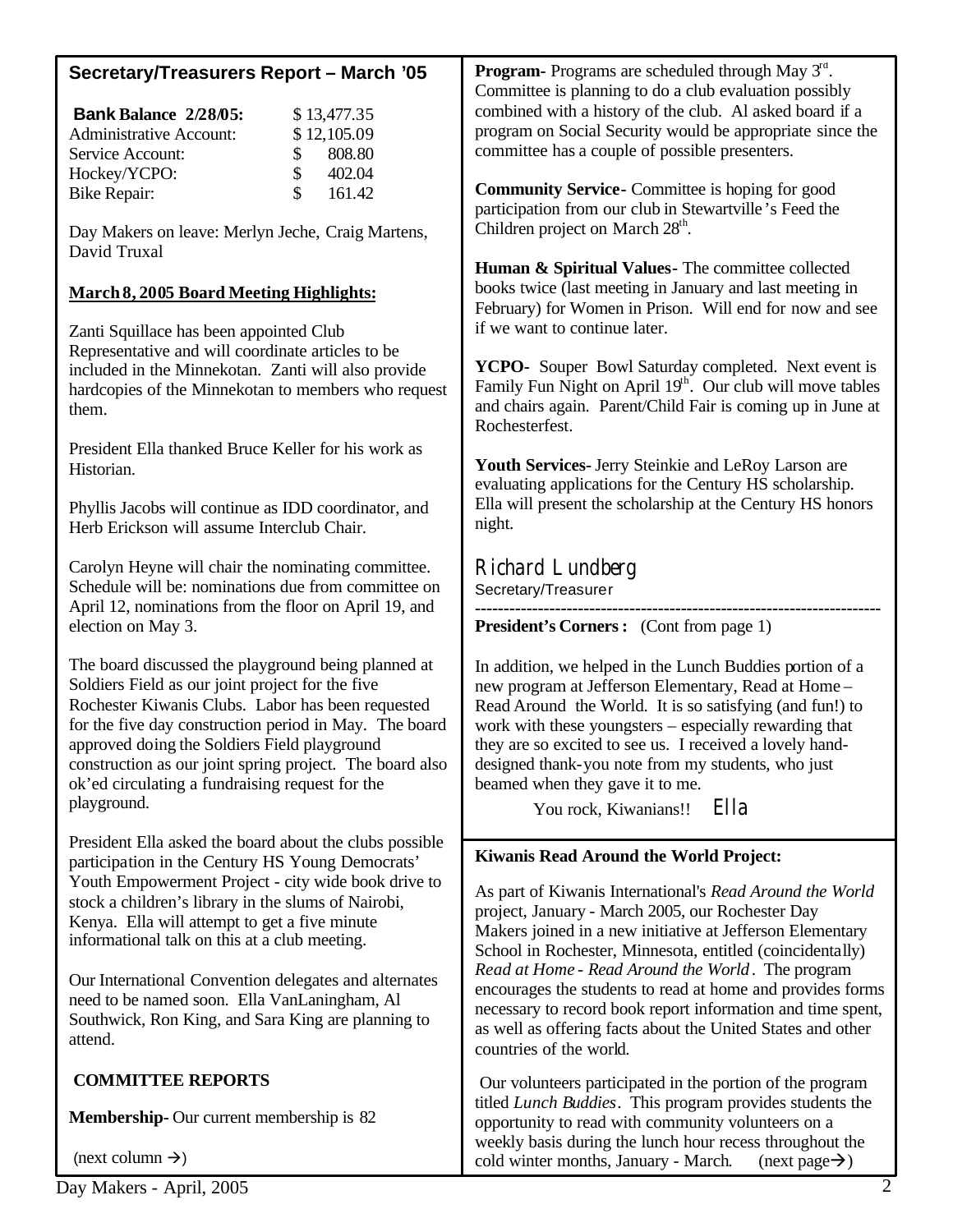## Secretary/Treasurers Report – March '05

| **Bank Balance 2/28/05:** | $ 13,477.35 |
|---|---|
| Administrative Account: | $ 12,105.09 |
| Service Account: | $ 808.80 |
| Hockey/YCPO: | $ 402.04 |
| Bike Repair: | $ 161.42 |

Day Makers on leave: Merlyn Jeche, Craig Martens, David Truxal

**March 8, 2005 Board Meeting Highlights:**

Zanti Squillace has been appointed Club Representative and will coordinate articles to be included in the Minnekotan. Zanti will also provide hardcopies of the Minnekotan to members who request them.

President Ella thanked Bruce Keller for his work as Historian.

Phyllis Jacobs will continue as IDD coordinator, and Herb Erickson will assume Interclub Chair.

Carolyn Heyne will chair the nominating committee. Schedule will be: nominations due from committee on April 12, nominations from the floor on April 19, and election on May 3.

The board discussed the playground being planned at Soldiers Field as our joint project for the five Rochester Kiwanis Clubs. Labor has been requested for the five day construction period in May. The board approved doing the Soldiers Field playground construction as our joint spring project. The board also ok'ed circulating a fundraising request for the playground.

President Ella asked the board about the clubs possible participation in the Century HS Young Democrats' Youth Empowerment Project - city wide book drive to stock a children's library in the slums of Nairobi, Kenya. Ella will attempt to get a five minute informational talk on this at a club meeting.

Our International Convention delegates and alternates need to be named soon. Ella VanLaningham, Al Southwick, Ron King, and Sara King are planning to attend.

**COMMITTEE REPORTS**

**Membership-** Our current membership is 82

(next column →)

**Program-** Programs are scheduled through May 3rd. Committee is planning to do a club evaluation possibly combined with a history of the club. Al asked board if a program on Social Security would be appropriate since the committee has a couple of possible presenters.

**Community Service-** Committee is hoping for good participation from our club in Stewartville's Feed the Children project on March 28th.

**Human & Spiritual Values-** The committee collected books twice (last meeting in January and last meeting in February) for Women in Prison. Will end for now and see if we want to continue later.

**YCPO-** Souper Bowl Saturday completed. Next event is Family Fun Night on April 19th. Our club will move tables and chairs again. Parent/Child Fair is coming up in June at Rochesterfest.

**Youth Services-** Jerry Steinkie and LeRoy Larson are evaluating applications for the Century HS scholarship. Ella will present the scholarship at the Century HS honors night.

Richard Lundberg
Secretary/Treasurer

---

**President's Corners:** (Cont from page 1)

In addition, we helped in the Lunch Buddies portion of a new program at Jefferson Elementary, Read at Home – Read Around the World. It is so satisfying (and fun!) to work with these youngsters – especially rewarding that they are so excited to see us. I received a lovely hand-designed thank-you note from my students, who just beamed when they gave it to me.

You rock, Kiwanians!! Ella

### Kiwanis Read Around the World Project:

As part of Kiwanis International's *Read Around the World* project, January - March 2005, our Rochester Day Makers joined in a new initiative at Jefferson Elementary School in Rochester, Minnesota, entitled (coincidentally) *Read at Home - Read Around the World*. The program encourages the students to read at home and provides forms necessary to record book report information and time spent, as well as offering facts about the United States and other countries of the world.

Our volunteers participated in the portion of the program titled *Lunch Buddies*. This program provides students the opportunity to read with community volunteers on a weekly basis during the lunch hour recess throughout the cold winter months, January - March. (next page→)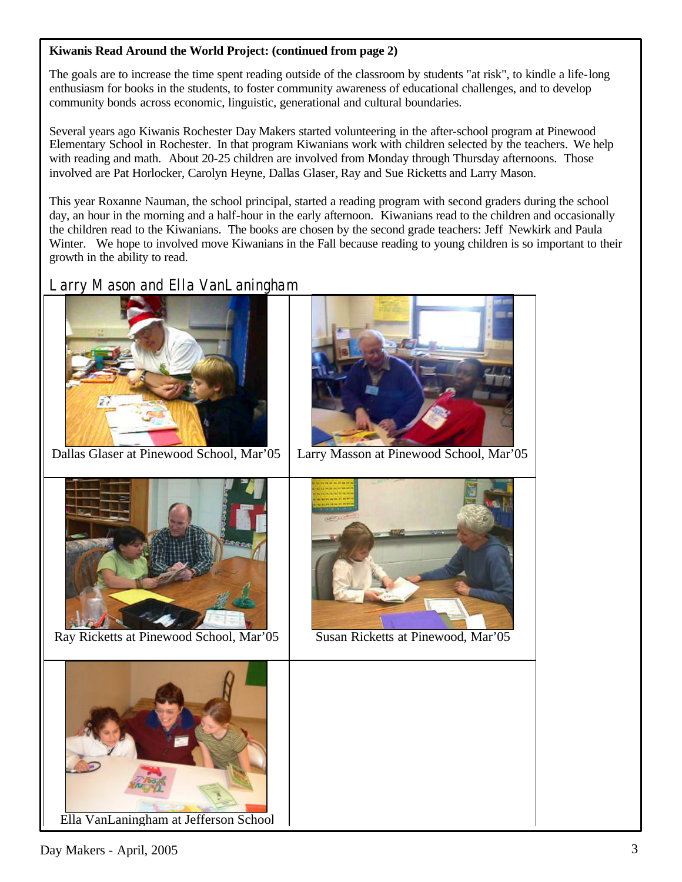**Kiwanis Read Around the World Project: (continued from page 2)**

The goals are to increase the time spent reading outside of the classroom by students "at risk", to kindle a life-long enthusiasm for books in the students, to foster community awareness of educational challenges, and to develop community bonds across economic, linguistic, generational and cultural boundaries.

Several years ago Kiwanis Rochester Day Makers started volunteering in the after-school program at Pinewood Elementary School in Rochester. In that program Kiwanians work with children selected by the teachers. We help with reading and math. About 20-25 children are involved from Monday through Thursday afternoons. Those involved are Pat Horlocker, Carolyn Heyne, Dallas Glaser, Ray and Sue Ricketts and Larry Mason.

This year Roxanne Nauman, the school principal, started a reading program with second graders during the school day, an hour in the morning and a half-hour in the early afternoon. Kiwanians read to the children and occasionally the children read to the Kiwanians. The books are chosen by the second grade teachers: Jeff Newkirk and Paula Winter. We hope to involved move Kiwanians in the Fall because reading to young children is so important to their growth in the ability to read.

## Larry Mason and Ella VanLaningham

Dallas Glaser at Pinewood School, Mar'05

Larry Masson at Pinewood School, Mar'05

Ray Ricketts at Pinewood School, Mar'05

Susan Ricketts at Pinewood, Mar'05

Ella VanLaningham at Jefferson School

Day Makers - April, 2005